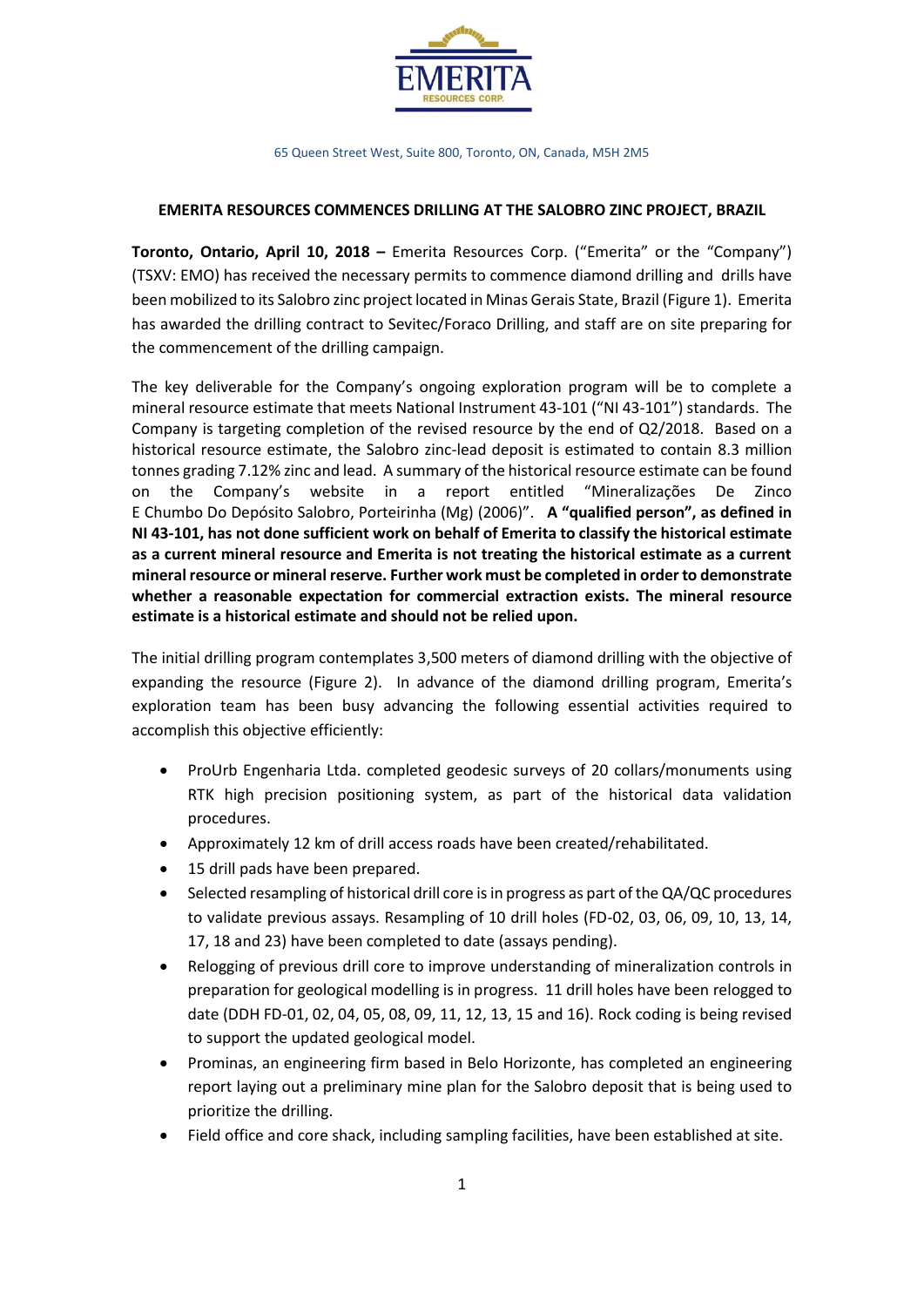EMERITA RESOURCES CORP.

65 Queen Street West, Suite 800, Toronto, ON, Canada, M5H 2M5

## EMERITA RESOURCES COMMENCES DRILLING AT THE SALOBRO ZINC PROJECT, BRAZIL

**Toronto, Ontario, April 10, 2018 –** Emerita Resources Corp. ("Emerita" or the "Company") (TSXV: EMO) has received the necessary permits to commence diamond drilling and drills have been mobilized to its Salobro zinc project located in Minas Gerais State, Brazil (Figure 1). Emerita has awarded the drilling contract to Sevitec/Foraco Drilling, and staff are on site preparing for the commencement of the drilling campaign.

The key deliverable for the Company's ongoing exploration program will be to complete a mineral resource estimate that meets National Instrument 43-101 ("NI 43-101") standards. The Company is targeting completion of the revised resource by the end of Q2/2018. Based on a historical resource estimate, the Salobro zinc-lead deposit is estimated to contain 8.3 million tonnes grading 7.12% zinc and lead. A summary of the historical resource estimate can be found on the Company's website in a report entitled "Mineralizações De Zinco E Chumbo Do Depósito Salobro, Porteirinha (Mg) (2006)". **A "qualified person", as defined in NI 43-101, has not done sufficient work on behalf of Emerita to classify the historical estimate as a current mineral resource and Emerita is not treating the historical estimate as a current mineral resource or mineral reserve. Further work must be completed in order to demonstrate whether a reasonable expectation for commercial extraction exists. The mineral resource estimate is a historical estimate and should not be relied upon.**

The initial drilling program contemplates 3,500 meters of diamond drilling with the objective of expanding the resource (Figure 2). In advance of the diamond drilling program, Emerita's exploration team has been busy advancing the following essential activities required to accomplish this objective efficiently:

- ProUrb Engenharia Ltda. completed geodesic surveys of 20 collars/monuments using RTK high precision positioning system, as part of the historical data validation procedures.
- Approximately 12 km of drill access roads have been created/rehabilitated.
- 15 drill pads have been prepared.
- Selected resampling of historical drill core is in progress as part of the QA/QC procedures to validate previous assays. Resampling of 10 drill holes (FD-02, 03, 06, 09, 10, 13, 14, 17, 18 and 23) have been completed to date (assays pending).
- Relogging of previous drill core to improve understanding of mineralization controls in preparation for geological modelling is in progress. 11 drill holes have been relogged to date (DDH FD-01, 02, 04, 05, 08, 09, 11, 12, 13, 15 and 16). Rock coding is being revised to support the updated geological model.
- Prominas, an engineering firm based in Belo Horizonte, has completed an engineering report laying out a preliminary mine plan for the Salobro deposit that is being used to prioritize the drilling.
- Field office and core shack, including sampling facilities, have been established at site.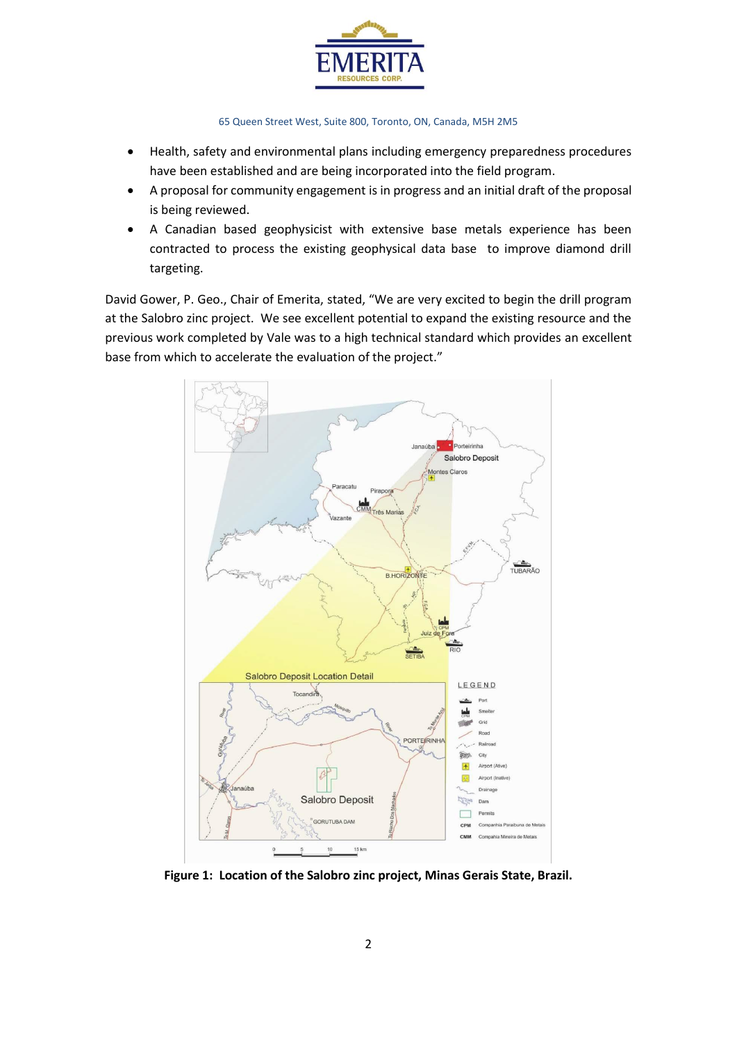- Health, safety and environmental plans including emergency preparedness procedures have been established and are being incorporated into the field program.
- A proposal for community engagement is in progress and an initial draft of the proposal is being reviewed.
- A Canadian based geophysicist with extensive base metals experience has been contracted to process the existing geophysical data base to improve diamond drill targeting.

David Gower, P. Geo., Chair of Emerita, stated, "We are very excited to begin the drill program at the Salobro zinc project. We see excellent potential to expand the existing resource and the previous work completed by Vale was to a high technical standard which provides an excellent base from which to accelerate the evaluation of the project."

**Figure 1: Location of the Salobro zinc project, Minas Gerais State, Brazil.**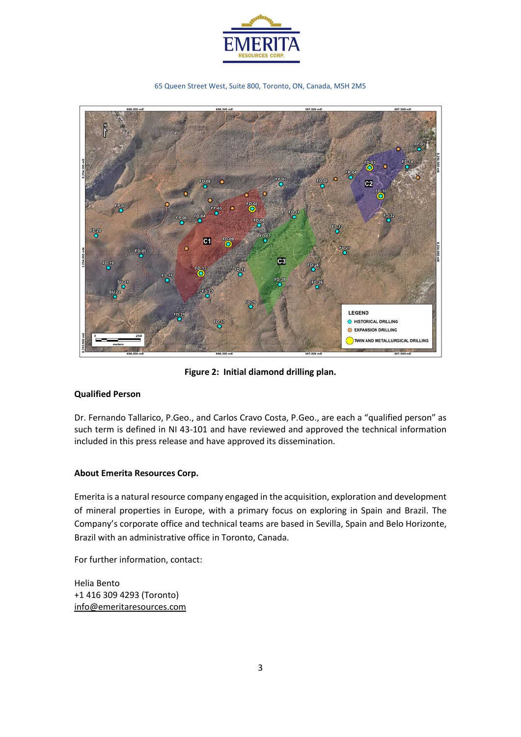**Figure 2: Initial diamond drilling plan.**

**Qualified Person**

Dr. Fernando Tallarico, P.Geo., and Carlos Cravo Costa, P.Geo., are each a "qualified person" as such term is defined in NI 43-101 and have reviewed and approved the technical information included in this press release and have approved its dissemination.

**About Emerita Resources Corp.**

Emerita is a natural resource company engaged in the acquisition, exploration and development of mineral properties in Europe, with a primary focus on exploring in Spain and Brazil. The Company's corporate office and technical teams are based in Sevilla, Spain and Belo Horizonte, Brazil with an administrative office in Toronto, Canada.

For further information, contact:

Helia Bento
+1 416 309 4293 (Toronto)
info@emeritaresources.com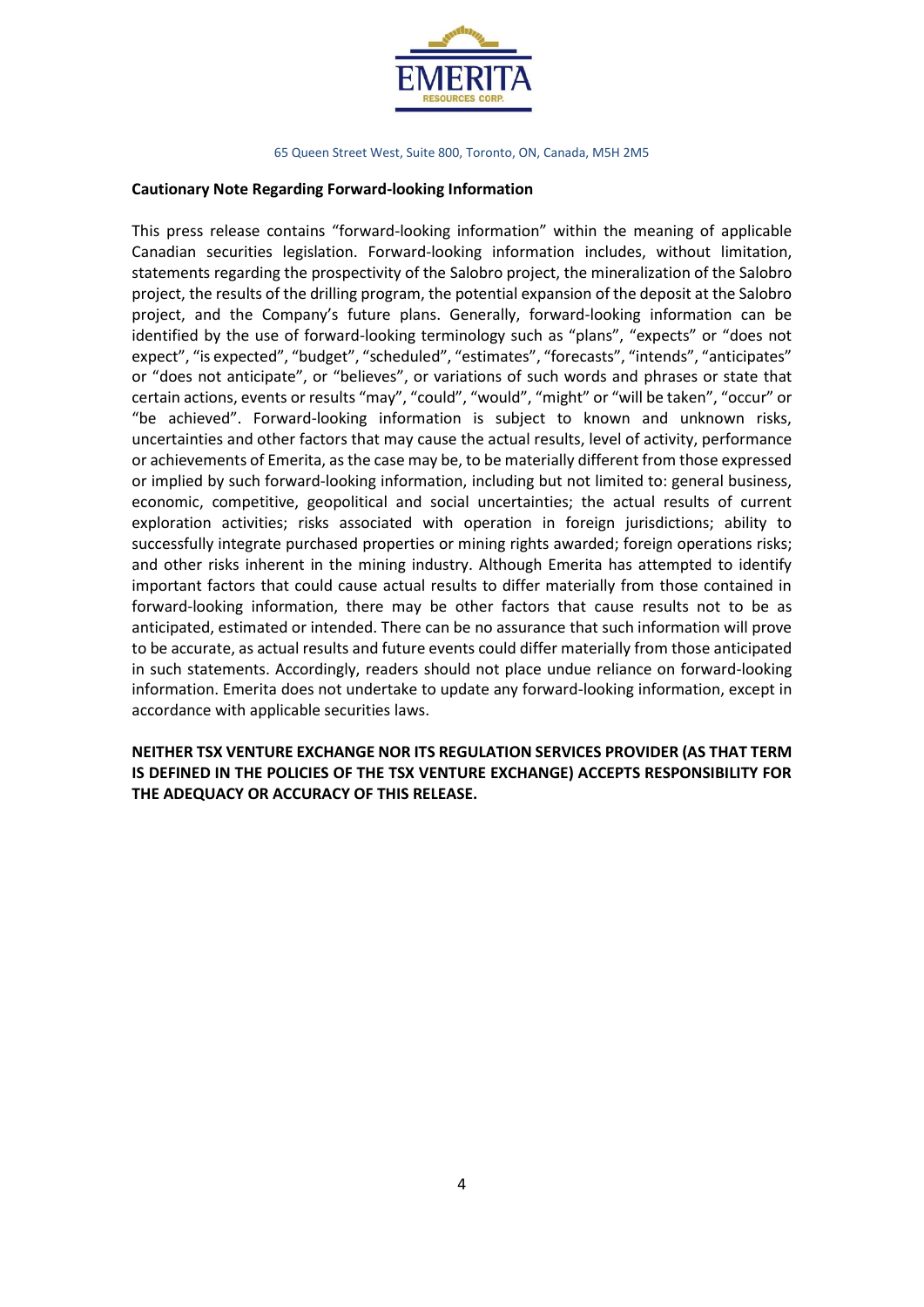65 Queen Street West, Suite 800, Toronto, ON, Canada, M5H 2M5

**Cautionary Note Regarding Forward-looking Information**

This press release contains "forward-looking information" within the meaning of applicable Canadian securities legislation. Forward-looking information includes, without limitation, statements regarding the prospectivity of the Salobro project, the mineralization of the Salobro project, the results of the drilling program, the potential expansion of the deposit at the Salobro project, and the Company's future plans. Generally, forward-looking information can be identified by the use of forward-looking terminology such as "plans", "expects" or "does not expect", "is expected", "budget", "scheduled", "estimates", "forecasts", "intends", "anticipates" or "does not anticipate", or "believes", or variations of such words and phrases or state that certain actions, events or results "may", "could", "would", "might" or "will be taken", "occur" or "be achieved". Forward-looking information is subject to known and unknown risks, uncertainties and other factors that may cause the actual results, level of activity, performance or achievements of Emerita, as the case may be, to be materially different from those expressed or implied by such forward-looking information, including but not limited to: general business, economic, competitive, geopolitical and social uncertainties; the actual results of current exploration activities; risks associated with operation in foreign jurisdictions; ability to successfully integrate purchased properties or mining rights awarded; foreign operations risks; and other risks inherent in the mining industry. Although Emerita has attempted to identify important factors that could cause actual results to differ materially from those contained in forward-looking information, there may be other factors that cause results not to be as anticipated, estimated or intended. There can be no assurance that such information will prove to be accurate, as actual results and future events could differ materially from those anticipated in such statements. Accordingly, readers should not place undue reliance on forward-looking information. Emerita does not undertake to update any forward-looking information, except in accordance with applicable securities laws.

**NEITHER TSX VENTURE EXCHANGE NOR ITS REGULATION SERVICES PROVIDER (AS THAT TERM IS DEFINED IN THE POLICIES OF THE TSX VENTURE EXCHANGE) ACCEPTS RESPONSIBILITY FOR THE ADEQUACY OR ACCURACY OF THIS RELEASE.**